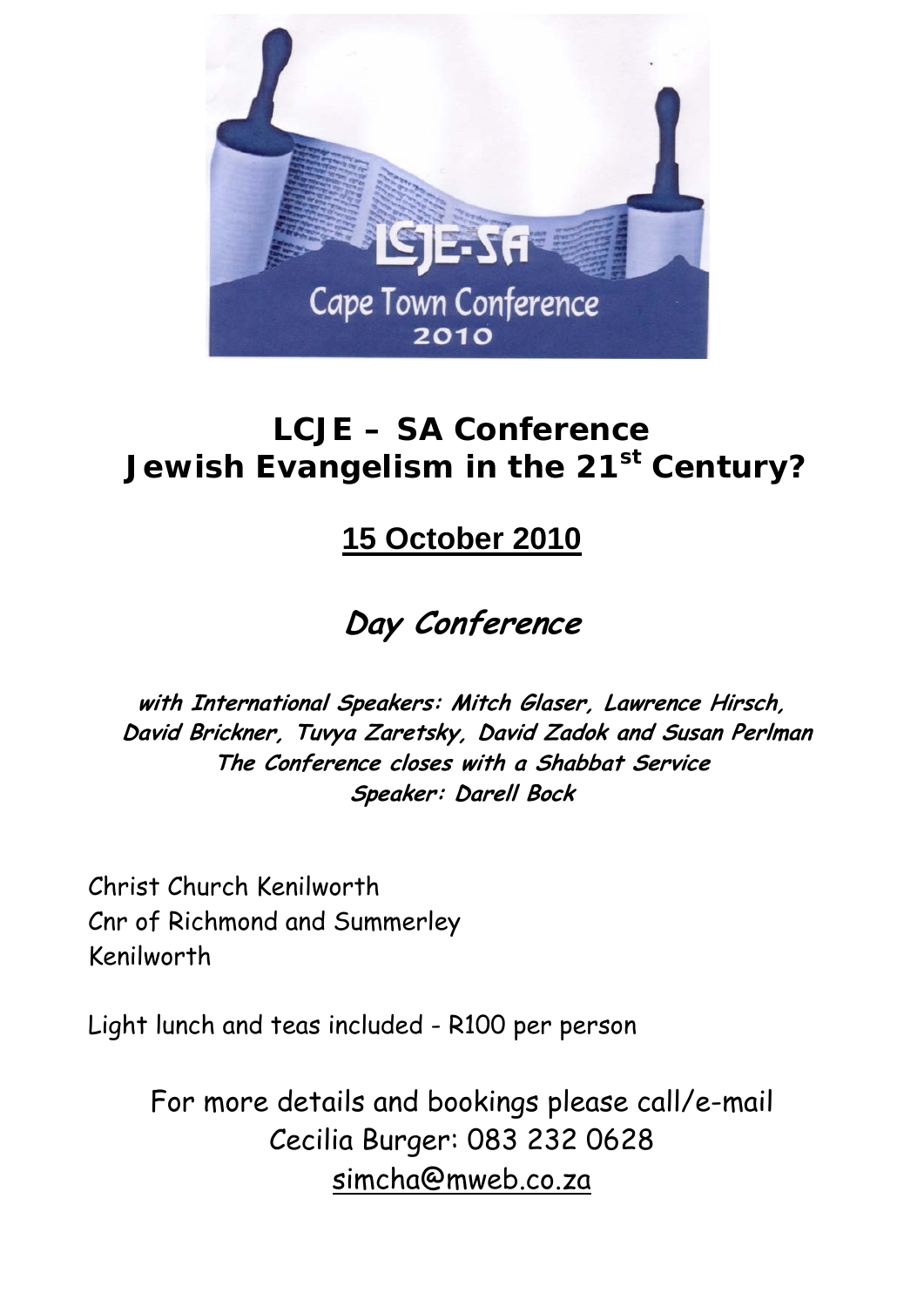# LCJE – SA Conference
# Jewish Evangelism in the 21st Century?

## 15 October 2010

## *Day Conference*

***with International Speakers: Mitch Glaser, Lawrence Hirsch, David Brickner, Tuvya Zaretsky, David Zadok and Susan Perlman***
***The Conference closes with a Shabbat Service***
***Speaker: Darell Bock***

Christ Church Kenilworth
Cnr of Richmond and Summerley
Kenilworth

Light lunch and teas included - R100 per person

For more details and bookings please call/e-mail
Cecilia Burger: 083 232 0628
simcha@mweb.co.za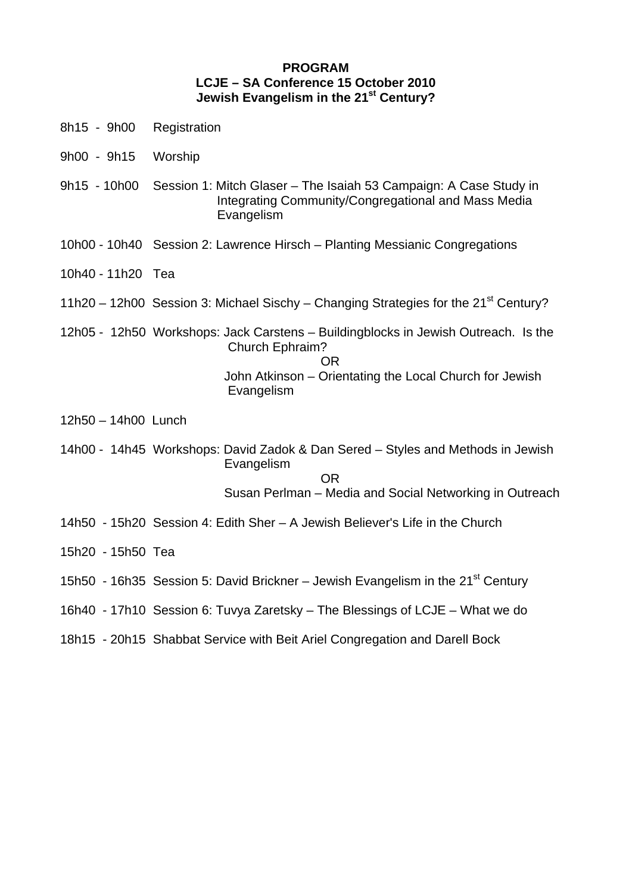**PROGRAM**
**LCJE – SA Conference 15 October 2010**
**Jewish Evangelism in the 21st Century?**

8h15 - 9h00 Registration

9h00 - 9h15 Worship

9h15 - 10h00 Session 1: Mitch Glaser – The Isaiah 53 Campaign: A Case Study in Integrating Community/Congregational and Mass Media Evangelism

10h00 - 10h40 Session 2: Lawrence Hirsch – Planting Messianic Congregations

10h40 - 11h20 Tea

11h20 – 12h00 Session 3: Michael Sischy – Changing Strategies for the 21st Century?

12h05 - 12h50 Workshops: Jack Carstens – Buildingblocks in Jewish Outreach. Is the Church Ephraim?

OR

John Atkinson – Orientating the Local Church for Jewish Evangelism

12h50 – 14h00 Lunch

14h00 - 14h45 Workshops: David Zadok & Dan Sered – Styles and Methods in Jewish Evangelism

OR

Susan Perlman – Media and Social Networking in Outreach

14h50 - 15h20 Session 4: Edith Sher – A Jewish Believer's Life in the Church

15h20 - 15h50 Tea

15h50 - 16h35 Session 5: David Brickner – Jewish Evangelism in the 21st Century

16h40 - 17h10 Session 6: Tuvya Zaretsky – The Blessings of LCJE – What we do

18h15 - 20h15 Shabbat Service with Beit Ariel Congregation and Darell Bock